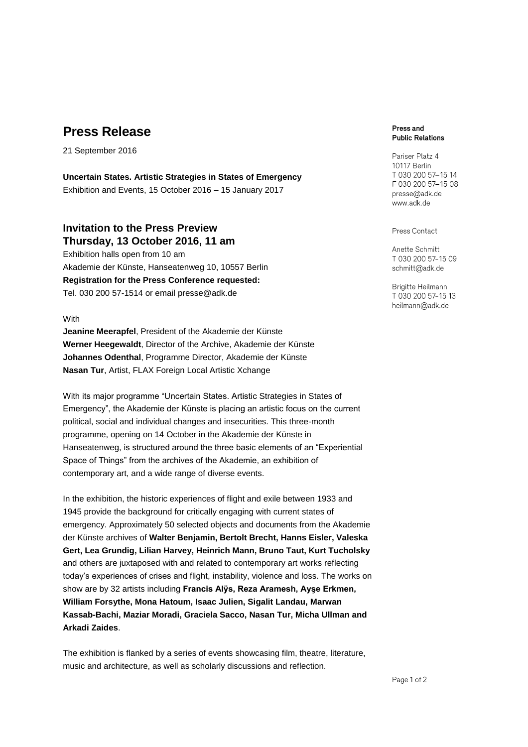# Press Release

21 September 2016

**Uncertain States. Artistic Strategies in States of Emergency**
Exhibition and Events, 15 October 2016 – 15 January 2017

## Invitation to the Press Preview
## Thursday, 13 October 2016, 11 am

Exhibition halls open from 10 am
Akademie der Künste, Hanseatenweg 10, 10557 Berlin
**Registration for the Press Conference requested:**
Tel. 030 200 57-1514 or email presse@adk.de

With
**Jeanine Meerapfel**, President of the Akademie der Künste
**Werner Heegewaldt**, Director of the Archive, Akademie der Künste
**Johannes Odenthal**, Programme Director, Akademie der Künste
**Nasan Tur**, Artist, FLAX Foreign Local Artistic Xchange

With its major programme "Uncertain States. Artistic Strategies in States of Emergency", the Akademie der Künste is placing an artistic focus on the current political, social and individual changes and insecurities. This three-month programme, opening on 14 October in the Akademie der Künste in Hanseatenweg, is structured around the three basic elements of an "Experiential Space of Things" from the archives of the Akademie, an exhibition of contemporary art, and a wide range of diverse events.

In the exhibition, the historic experiences of flight and exile between 1933 and 1945 provide the background for critically engaging with current states of emergency. Approximately 50 selected objects and documents from the Akademie der Künste archives of **Walter Benjamin, Bertolt Brecht, Hanns Eisler, Valeska Gert, Lea Grundig, Lilian Harvey, Heinrich Mann, Bruno Taut, Kurt Tucholsky** and others are juxtaposed with and related to contemporary art works reflecting today's experiences of crises and flight, instability, violence and loss. The works on show are by 32 artists including **Francis Alÿs, Reza Aramesh, Ayşe Erkmen, William Forsythe, Mona Hatoum, Isaac Julien, Sigalit Landau, Marwan Kassab-Bachi, Maziar Moradi, Graciela Sacco, Nasan Tur, Micha Ullman and Arkadi Zaides**.

The exhibition is flanked by a series of events showcasing film, theatre, literature, music and architecture, as well as scholarly discussions and reflection.

**Press and Public Relations**

Pariser Platz 4
10117 Berlin
T 030 200 57–15 14
F 030 200 57–15 08
presse@adk.de
www.adk.de

Press Contact

Anette Schmitt
T 030 200 57–15 09
schmitt@adk.de

Brigitte Heilmann
T 030 200 57–15 13
heilmann@adk.de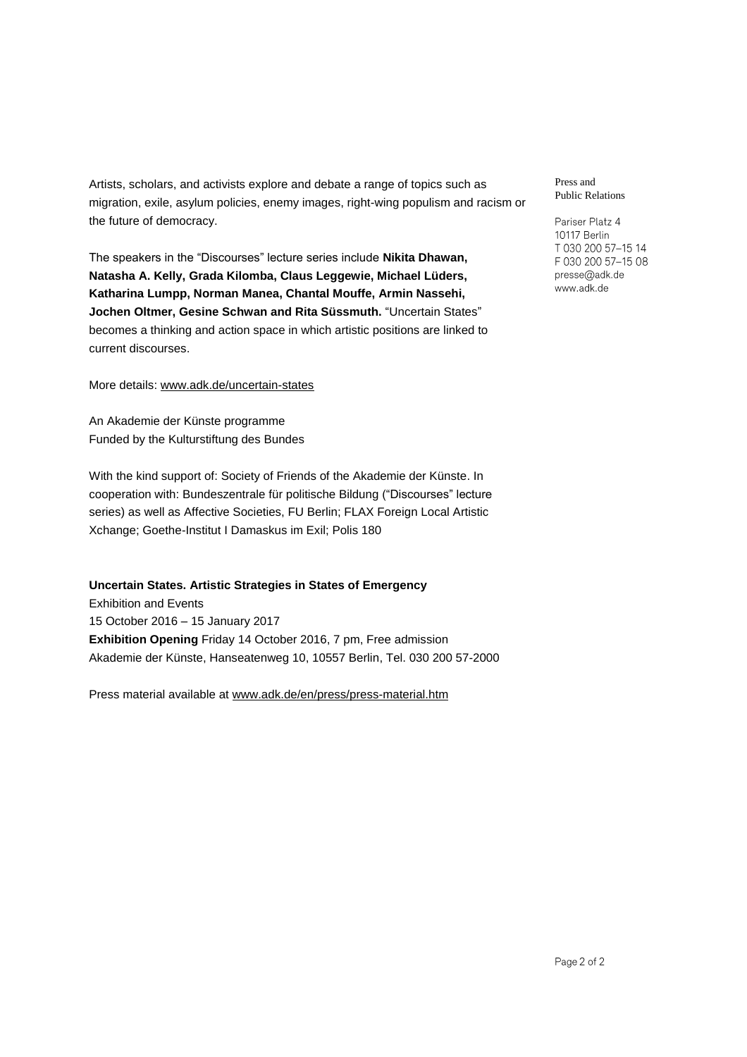Press and
Public Relations

Pariser Platz 4
10117 Berlin
T 030 200 57–15 14
F 030 200 57–15 08
presse@adk.de
www.adk.de

Artists, scholars, and activists explore and debate a range of topics such as migration, exile, asylum policies, enemy images, right-wing populism and racism or the future of democracy.

The speakers in the "Discourses" lecture series include **Nikita Dhawan, Natasha A. Kelly, Grada Kilomba, Claus Leggewie, Michael Lüders, Katharina Lumpp, Norman Manea, Chantal Mouffe, Armin Nassehi, Jochen Oltmer, Gesine Schwan and Rita Süssmuth.** "Uncertain States" becomes a thinking and action space in which artistic positions are linked to current discourses.

More details: www.adk.de/uncertain-states

An Akademie der Künste programme
Funded by the Kulturstiftung des Bundes

With the kind support of: Society of Friends of the Akademie der Künste. In cooperation with: Bundeszentrale für politische Bildung ("Discourses" lecture series) as well as Affective Societies, FU Berlin; FLAX Foreign Local Artistic Xchange; Goethe-Institut I Damaskus im Exil; Polis 180

**Uncertain States. Artistic Strategies in States of Emergency**
Exhibition and Events
15 October 2016 – 15 January 2017
**Exhibition Opening** Friday 14 October 2016, 7 pm, Free admission
Akademie der Künste, Hanseatenweg 10, 10557 Berlin, Tel. 030 200 57-2000

Press material available at www.adk.de/en/press/press-material.htm